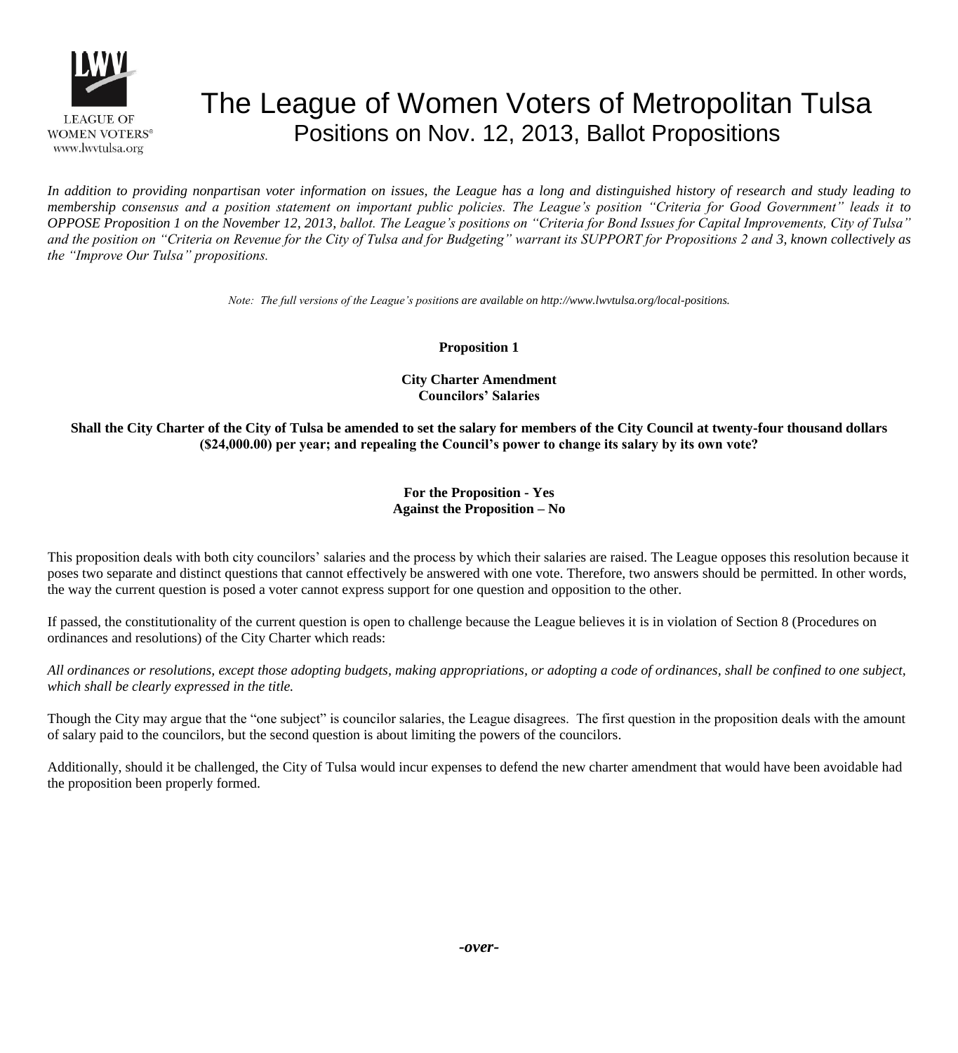LEAGUE OF WOMEN VOTERS®
www.lwvtulsa.org

# The League of Women Voters of Metropolitan Tulsa

## Positions on Nov. 12, 2013, Ballot Propositions

*In addition to providing nonpartisan voter information on issues, the League has a long and distinguished history of research and study leading to membership consensus and a position statement on important public policies. The League's position "Criteria for Good Government" leads it to OPPOSE Proposition 1 on the November 12, 2013, ballot. The League's positions on "Criteria for Bond Issues for Capital Improvements, City of Tulsa" and the position on "Criteria on Revenue for the City of Tulsa and for Budgeting" warrant its SUPPORT for Propositions 2 and 3, known collectively as the "Improve Our Tulsa" propositions.*

*Note: The full versions of the League's positions are available on http://www.lwvtulsa.org/local-positions.*

### Proposition 1

**City Charter Amendment**
**Councilors' Salaries**

**Shall the City Charter of the City of Tulsa be amended to set the salary for members of the City Council at twenty-four thousand dollars ($24,000.00) per year; and repealing the Council's power to change its salary by its own vote?**

**For the Proposition - Yes**
**Against the Proposition – No**

This proposition deals with both city councilors' salaries and the process by which their salaries are raised. The League opposes this resolution because it poses two separate and distinct questions that cannot effectively be answered with one vote. Therefore, two answers should be permitted. In other words, the way the current question is posed a voter cannot express support for one question and opposition to the other.

If passed, the constitutionality of the current question is open to challenge because the League believes it is in violation of Section 8 (Procedures on ordinances and resolutions) of the City Charter which reads:

*All ordinances or resolutions, except those adopting budgets, making appropriations, or adopting a code of ordinances, shall be confined to one subject, which shall be clearly expressed in the title.*

Though the City may argue that the "one subject" is councilor salaries, the League disagrees. The first question in the proposition deals with the amount of salary paid to the councilors, but the second question is about limiting the powers of the councilors.

Additionally, should it be challenged, the City of Tulsa would incur expenses to defend the new charter amendment that would have been avoidable had the proposition been properly formed.

***-over-***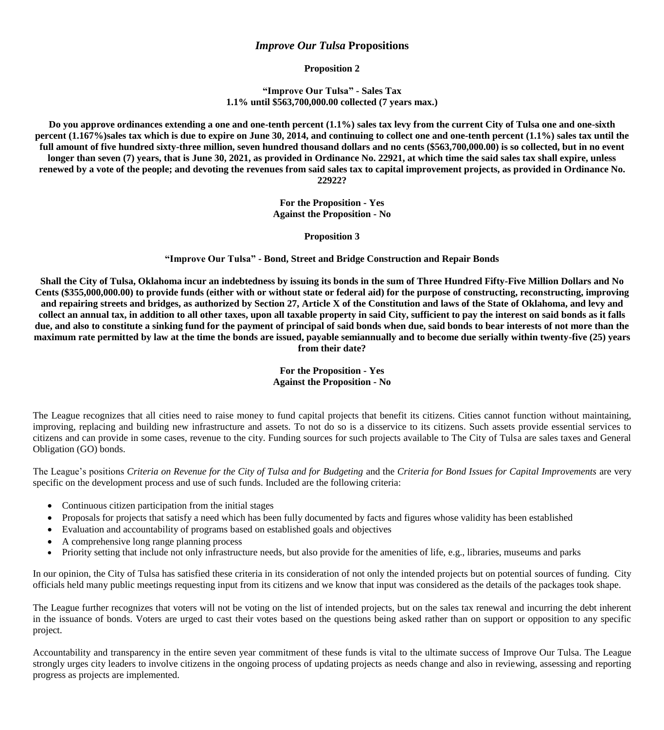# *Improve Our Tulsa* Propositions

## Proposition 2

**"Improve Our Tulsa" - Sales Tax**
**1.1% until $563,700,000.00 collected (7 years max.)**

**Do you approve ordinances extending a one and one-tenth percent (1.1%) sales tax levy from the current City of Tulsa one and one-sixth percent (1.167%)sales tax which is due to expire on June 30, 2014, and continuing to collect one and one-tenth percent (1.1%) sales tax until the full amount of five hundred sixty-three million, seven hundred thousand dollars and no cents ($563,700,000.00) is so collected, but in no event longer than seven (7) years, that is June 30, 2021, as provided in Ordinance No. 22921, at which time the said sales tax shall expire, unless renewed by a vote of the people; and devoting the revenues from said sales tax to capital improvement projects, as provided in Ordinance No. 22922?**

**For the Proposition - Yes**
**Against the Proposition - No**

## Proposition 3

**"Improve Our Tulsa" - Bond, Street and Bridge Construction and Repair Bonds**

**Shall the City of Tulsa, Oklahoma incur an indebtedness by issuing its bonds in the sum of Three Hundred Fifty-Five Million Dollars and No Cents ($355,000,000.00) to provide funds (either with or without state or federal aid) for the purpose of constructing, reconstructing, improving and repairing streets and bridges, as authorized by Section 27, Article X of the Constitution and laws of the State of Oklahoma, and levy and collect an annual tax, in addition to all other taxes, upon all taxable property in said City, sufficient to pay the interest on said bonds as it falls due, and also to constitute a sinking fund for the payment of principal of said bonds when due, said bonds to bear interests of not more than the maximum rate permitted by law at the time the bonds are issued, payable semiannually and to become due serially within twenty-five (25) years from their date?**

**For the Proposition - Yes**
**Against the Proposition - No**

The League recognizes that all cities need to raise money to fund capital projects that benefit its citizens. Cities cannot function without maintaining, improving, replacing and building new infrastructure and assets. To not do so is a disservice to its citizens. Such assets provide essential services to citizens and can provide in some cases, revenue to the city. Funding sources for such projects available to The City of Tulsa are sales taxes and General Obligation (GO) bonds.

The League's positions *Criteria on Revenue for the City of Tulsa and for Budgeting* and the *Criteria for Bond Issues for Capital Improvements* are very specific on the development process and use of such funds. Included are the following criteria:

- Continuous citizen participation from the initial stages
- Proposals for projects that satisfy a need which has been fully documented by facts and figures whose validity has been established
- Evaluation and accountability of programs based on established goals and objectives
- A comprehensive long range planning process
- Priority setting that include not only infrastructure needs, but also provide for the amenities of life, e.g., libraries, museums and parks

In our opinion, the City of Tulsa has satisfied these criteria in its consideration of not only the intended projects but on potential sources of funding. City officials held many public meetings requesting input from its citizens and we know that input was considered as the details of the packages took shape.

The League further recognizes that voters will not be voting on the list of intended projects, but on the sales tax renewal and incurring the debt inherent in the issuance of bonds. Voters are urged to cast their votes based on the questions being asked rather than on support or opposition to any specific project.

Accountability and transparency in the entire seven year commitment of these funds is vital to the ultimate success of Improve Our Tulsa. The League strongly urges city leaders to involve citizens in the ongoing process of updating projects as needs change and also in reviewing, assessing and reporting progress as projects are implemented.